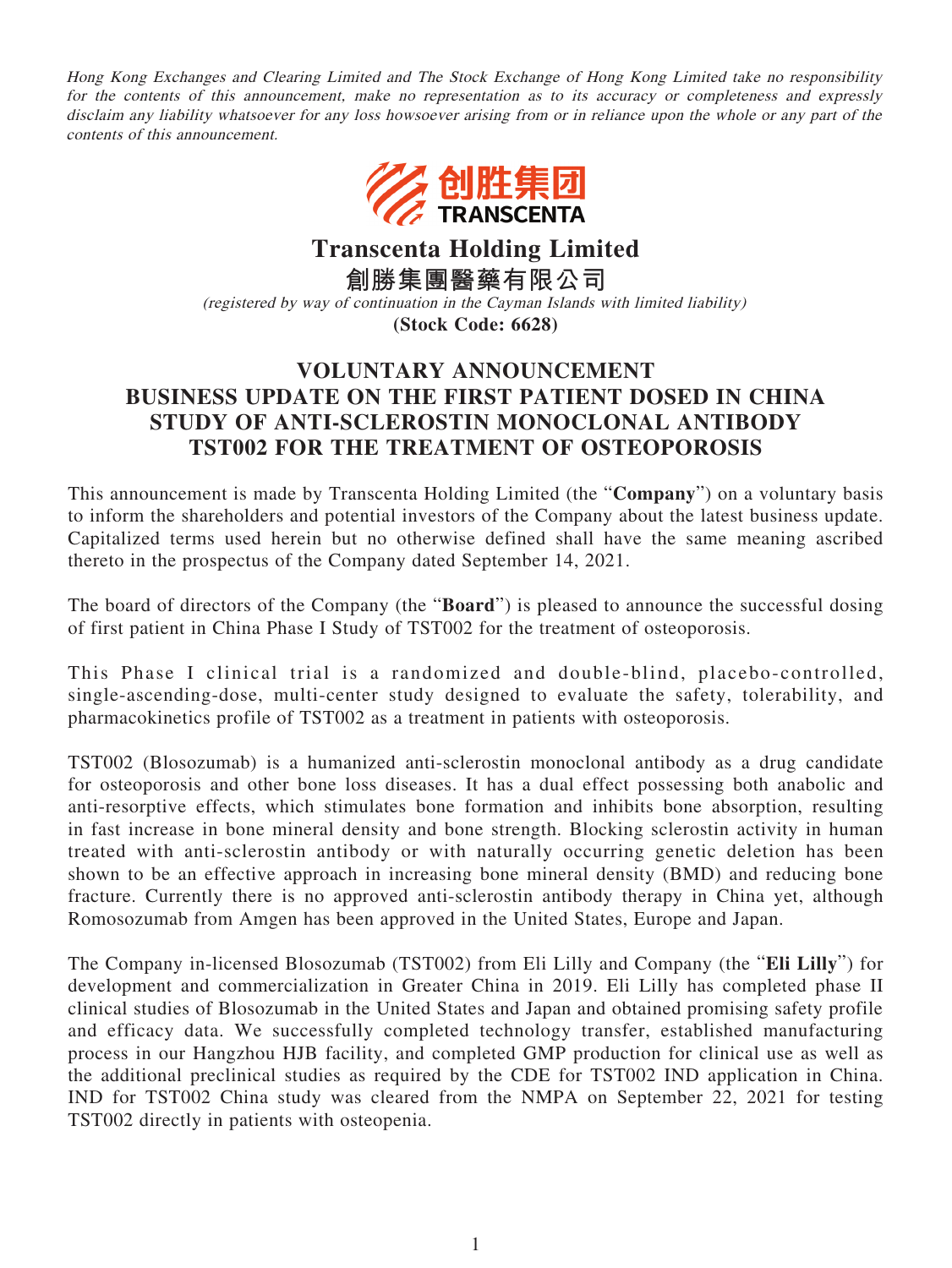*Hong Kong Exchanges and Clearing Limited and The Stock Exchange of Hong Kong Limited take no responsibility for the contents of this announcement, make no representation as to its accuracy or completeness and expressly disclaim any liability whatsoever for any loss howsoever arising from or in reliance upon the whole or any part of the contents of this announcement.*

创胜集团
TRANSCENTA

# Transcenta Holding Limited

# 創勝集團醫藥有限公司

*(registered by way of continuation in the Cayman Islands with limited liability)*

**(Stock Code: 6628)**

## VOLUNTARY ANNOUNCEMENT
## BUSINESS UPDATE ON THE FIRST PATIENT DOSED IN CHINA STUDY OF ANTI-SCLEROSTIN MONOCLONAL ANTIBODY TST002 FOR THE TREATMENT OF OSTEOPOROSIS

This announcement is made by Transcenta Holding Limited (the "**Company**") on a voluntary basis to inform the shareholders and potential investors of the Company about the latest business update. Capitalized terms used herein but no otherwise defined shall have the same meaning ascribed thereto in the prospectus of the Company dated September 14, 2021.

The board of directors of the Company (the "**Board**") is pleased to announce the successful dosing of first patient in China Phase I Study of TST002 for the treatment of osteoporosis.

This Phase I clinical trial is a randomized and double-blind, placebo-controlled, single-ascending-dose, multi-center study designed to evaluate the safety, tolerability, and pharmacokinetics profile of TST002 as a treatment in patients with osteoporosis.

TST002 (Blosozumab) is a humanized anti-sclerostin monoclonal antibody as a drug candidate for osteoporosis and other bone loss diseases. It has a dual effect possessing both anabolic and anti-resorptive effects, which stimulates bone formation and inhibits bone absorption, resulting in fast increase in bone mineral density and bone strength. Blocking sclerostin activity in human treated with anti-sclerostin antibody or with naturally occurring genetic deletion has been shown to be an effective approach in increasing bone mineral density (BMD) and reducing bone fracture. Currently there is no approved anti-sclerostin antibody therapy in China yet, although Romosozumab from Amgen has been approved in the United States, Europe and Japan.

The Company in-licensed Blosozumab (TST002) from Eli Lilly and Company (the "**Eli Lilly**") for development and commercialization in Greater China in 2019. Eli Lilly has completed phase II clinical studies of Blosozumab in the United States and Japan and obtained promising safety profile and efficacy data. We successfully completed technology transfer, established manufacturing process in our Hangzhou HJB facility, and completed GMP production for clinical use as well as the additional preclinical studies as required by the CDE for TST002 IND application in China. IND for TST002 China study was cleared from the NMPA on September 22, 2021 for testing TST002 directly in patients with osteopenia.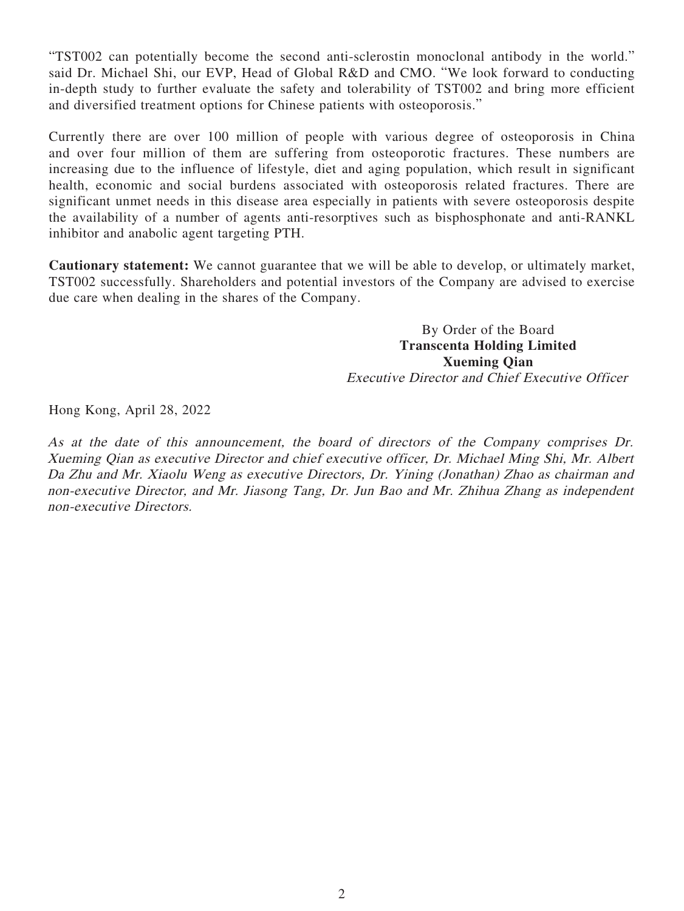"TST002 can potentially become the second anti-sclerostin monoclonal antibody in the world." said Dr. Michael Shi, our EVP, Head of Global R&D and CMO. "We look forward to conducting in-depth study to further evaluate the safety and tolerability of TST002 and bring more efficient and diversified treatment options for Chinese patients with osteoporosis."

Currently there are over 100 million of people with various degree of osteoporosis in China and over four million of them are suffering from osteoporotic fractures. These numbers are increasing due to the influence of lifestyle, diet and aging population, which result in significant health, economic and social burdens associated with osteoporosis related fractures. There are significant unmet needs in this disease area especially in patients with severe osteoporosis despite the availability of a number of agents anti-resorptives such as bisphosphonate and anti-RANKL inhibitor and anabolic agent targeting PTH.

**Cautionary statement:** We cannot guarantee that we will be able to develop, or ultimately market, TST002 successfully. Shareholders and potential investors of the Company are advised to exercise due care when dealing in the shares of the Company.

By Order of the Board
**Transcenta Holding Limited**
**Xueming Qian**
*Executive Director and Chief Executive Officer*

Hong Kong, April 28, 2022

*As at the date of this announcement, the board of directors of the Company comprises Dr. Xueming Qian as executive Director and chief executive officer, Dr. Michael Ming Shi, Mr. Albert Da Zhu and Mr. Xiaolu Weng as executive Directors, Dr. Yining (Jonathan) Zhao as chairman and non-executive Director, and Mr. Jiasong Tang, Dr. Jun Bao and Mr. Zhihua Zhang as independent non-executive Directors.*